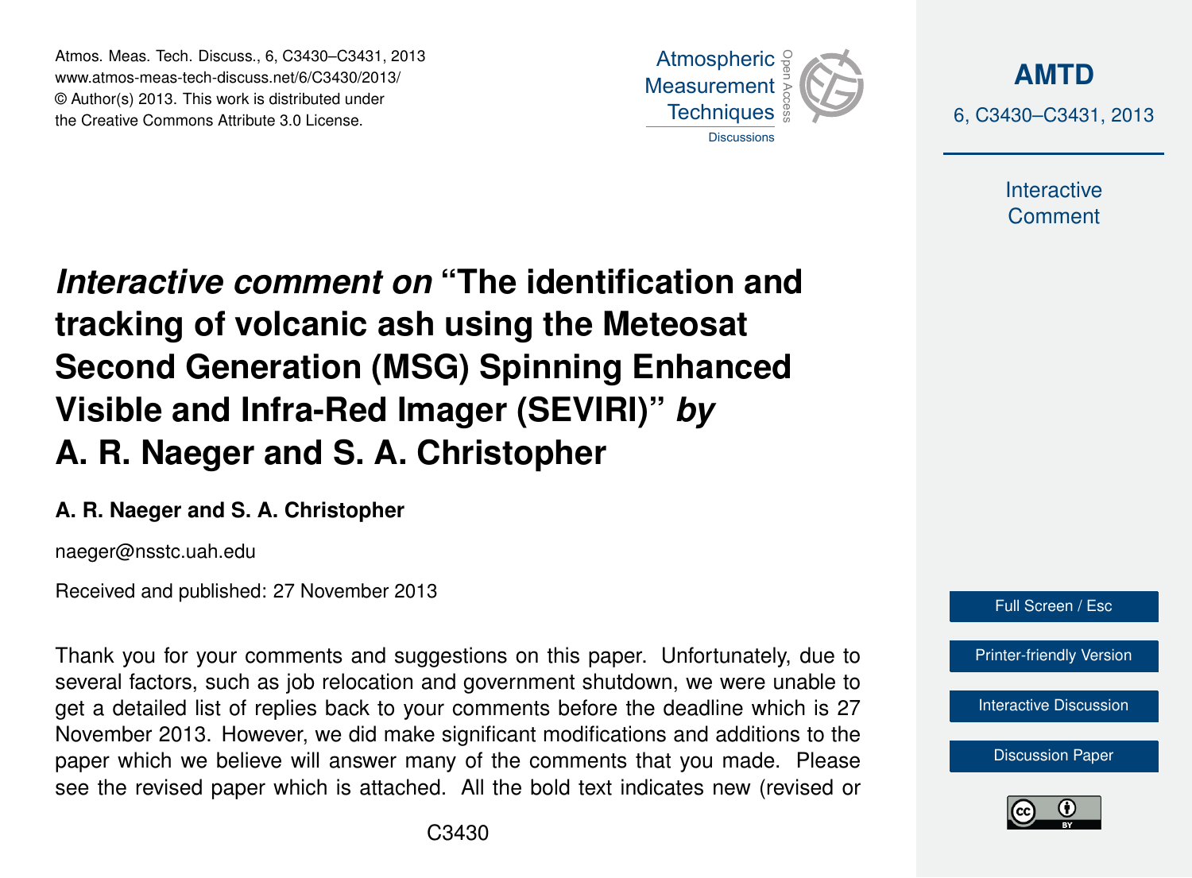# *Interactive comment on* "The identification and tracking of volcanic ash using the Meteosat Second Generation (MSG) Spinning Enhanced Visible and Infra-Red Imager (SEVIRI)" *by* A. R. Naeger and S. A. Christopher

**A. R. Naeger and S. A. Christopher**

naeger@nsstc.uah.edu

Received and published: 27 November 2013

Thank you for your comments and suggestions on this paper. Unfortunately, due to several factors, such as job relocation and government shutdown, we were unable to get a detailed list of replies back to your comments before the deadline which is 27 November 2013. However, we did make significant modifications and additions to the paper which we believe will answer many of the comments that you made. Please see the revised paper which is attached. All the bold text indicates new (revised or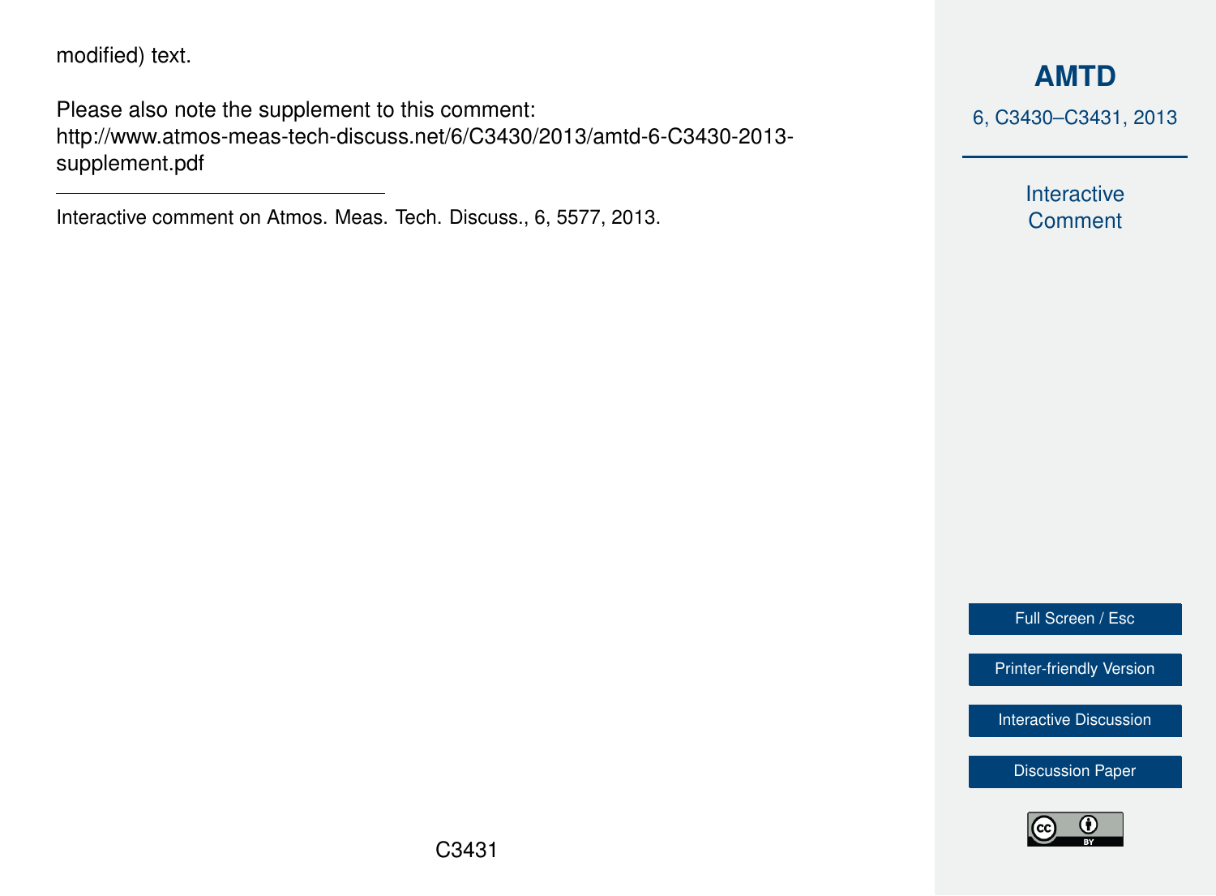modified) text.

Please also note the supplement to this comment:
http://www.atmos-meas-tech-discuss.net/6/C3430/2013/amtd-6-C3430-2013-supplement.pdf

---

Interactive comment on Atmos. Meas. Tech. Discuss., 6, 5577, 2013.